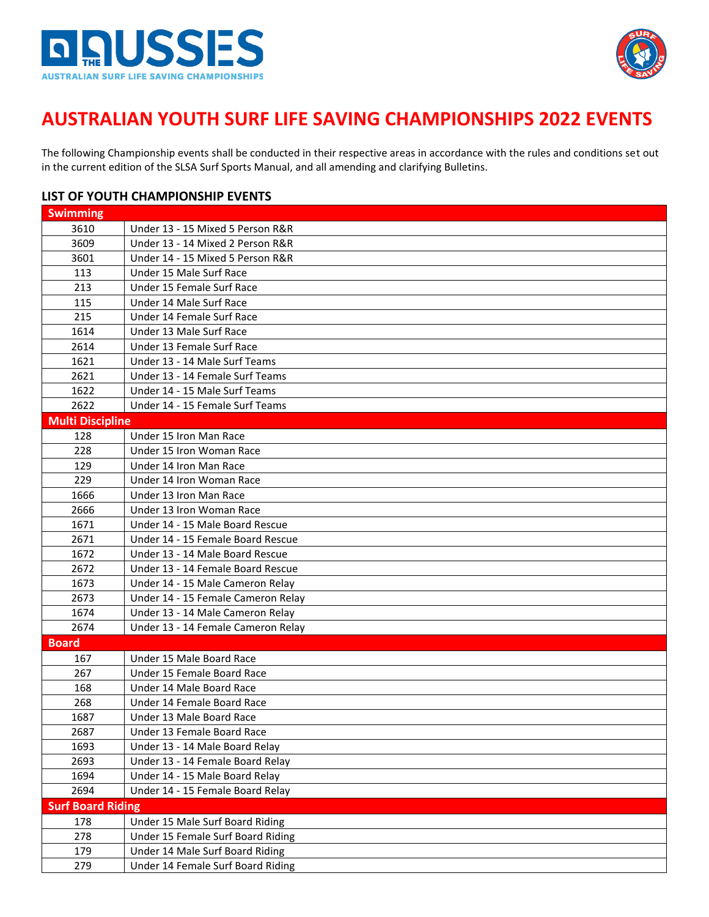# AUSTRALIAN YOUTH SURF LIFE SAVING CHAMPIONSHIPS 2022 EVENTS

The following Championship events shall be conducted in their respective areas in accordance with the rules and conditions set out in the current edition of the SLSA Surf Sports Manual, and all amending and clarifying Bulletins.

## LIST OF YOUTH CHAMPIONSHIP EVENTS

| **Swimming** | |
|---|---|
| 3610 | Under 13 - 15 Mixed 5 Person R&R |
| 3609 | Under 13 - 14 Mixed 2 Person R&R |
| 3601 | Under 14 - 15 Mixed 5 Person R&R |
| 113 | Under 15 Male Surf Race |
| 213 | Under 15 Female Surf Race |
| 115 | Under 14 Male Surf Race |
| 215 | Under 14 Female Surf Race |
| 1614 | Under 13 Male Surf Race |
| 2614 | Under 13 Female Surf Race |
| 1621 | Under 13 - 14 Male Surf Teams |
| 2621 | Under 13 - 14 Female Surf Teams |
| 1622 | Under 14 - 15 Male Surf Teams |
| 2622 | Under 14 - 15 Female Surf Teams |
| **Multi Discipline** | |
| 128 | Under 15 Iron Man Race |
| 228 | Under 15 Iron Woman Race |
| 129 | Under 14 Iron Man Race |
| 229 | Under 14 Iron Woman Race |
| 1666 | Under 13 Iron Man Race |
| 2666 | Under 13 Iron Woman Race |
| 1671 | Under 14 - 15 Male Board Rescue |
| 2671 | Under 14 - 15 Female Board Rescue |
| 1672 | Under 13 - 14 Male Board Rescue |
| 2672 | Under 13 - 14 Female Board Rescue |
| 1673 | Under 14 - 15 Male Cameron Relay |
| 2673 | Under 14 - 15 Female Cameron Relay |
| 1674 | Under 13 - 14 Male Cameron Relay |
| 2674 | Under 13 - 14 Female Cameron Relay |
| **Board** | |
| 167 | Under 15 Male Board Race |
| 267 | Under 15 Female Board Race |
| 168 | Under 14 Male Board Race |
| 268 | Under 14 Female Board Race |
| 1687 | Under 13 Male Board Race |
| 2687 | Under 13 Female Board Race |
| 1693 | Under 13 - 14 Male Board Relay |
| 2693 | Under 13 - 14 Female Board Relay |
| 1694 | Under 14 - 15 Male Board Relay |
| 2694 | Under 14 - 15 Female Board Relay |
| **Surf Board Riding** | |
| 178 | Under 15 Male Surf Board Riding |
| 278 | Under 15 Female Surf Board Riding |
| 179 | Under 14 Male Surf Board Riding |
| 279 | Under 14 Female Surf Board Riding |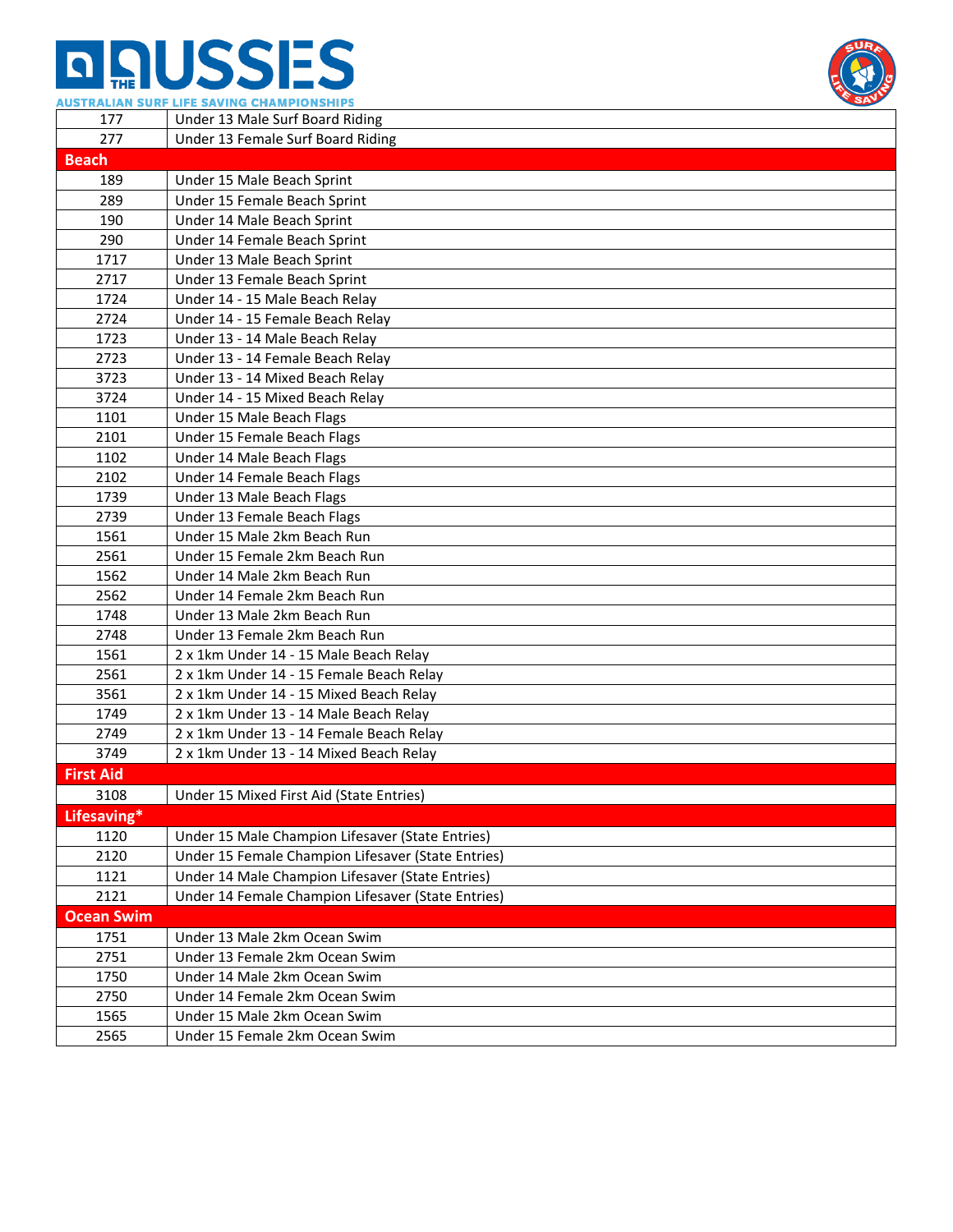| | |
|---|---|
| 177 | Under 13 Male Surf Board Riding |
| 277 | Under 13 Female Surf Board Riding |
| **Beach** | |
| 189 | Under 15 Male Beach Sprint |
| 289 | Under 15 Female Beach Sprint |
| 190 | Under 14 Male Beach Sprint |
| 290 | Under 14 Female Beach Sprint |
| 1717 | Under 13 Male Beach Sprint |
| 2717 | Under 13 Female Beach Sprint |
| 1724 | Under 14 - 15 Male Beach Relay |
| 2724 | Under 14 - 15 Female Beach Relay |
| 1723 | Under 13 - 14 Male Beach Relay |
| 2723 | Under 13 - 14 Female Beach Relay |
| 3723 | Under 13 - 14 Mixed Beach Relay |
| 3724 | Under 14 - 15 Mixed Beach Relay |
| 1101 | Under 15 Male Beach Flags |
| 2101 | Under 15 Female Beach Flags |
| 1102 | Under 14 Male Beach Flags |
| 2102 | Under 14 Female Beach Flags |
| 1739 | Under 13 Male Beach Flags |
| 2739 | Under 13 Female Beach Flags |
| 1561 | Under 15 Male 2km Beach Run |
| 2561 | Under 15 Female 2km Beach Run |
| 1562 | Under 14 Male 2km Beach Run |
| 2562 | Under 14 Female 2km Beach Run |
| 1748 | Under 13 Male 2km Beach Run |
| 2748 | Under 13 Female 2km Beach Run |
| 1561 | 2 x 1km Under 14 - 15 Male Beach Relay |
| 2561 | 2 x 1km Under 14 - 15 Female Beach Relay |
| 3561 | 2 x 1km Under 14 - 15 Mixed Beach Relay |
| 1749 | 2 x 1km Under 13 - 14 Male Beach Relay |
| 2749 | 2 x 1km Under 13 - 14 Female Beach Relay |
| 3749 | 2 x 1km Under 13 - 14 Mixed Beach Relay |
| **First Aid** | |
| 3108 | Under 15 Mixed First Aid (State Entries) |
| **Lifesaving*** | |
| 1120 | Under 15 Male Champion Lifesaver (State Entries) |
| 2120 | Under 15 Female Champion Lifesaver (State Entries) |
| 1121 | Under 14 Male Champion Lifesaver (State Entries) |
| 2121 | Under 14 Female Champion Lifesaver (State Entries) |
| **Ocean Swim** | |
| 1751 | Under 13 Male 2km Ocean Swim |
| 2751 | Under 13 Female 2km Ocean Swim |
| 1750 | Under 14 Male 2km Ocean Swim |
| 2750 | Under 14 Female 2km Ocean Swim |
| 1565 | Under 15 Male 2km Ocean Swim |
| 2565 | Under 15 Female 2km Ocean Swim |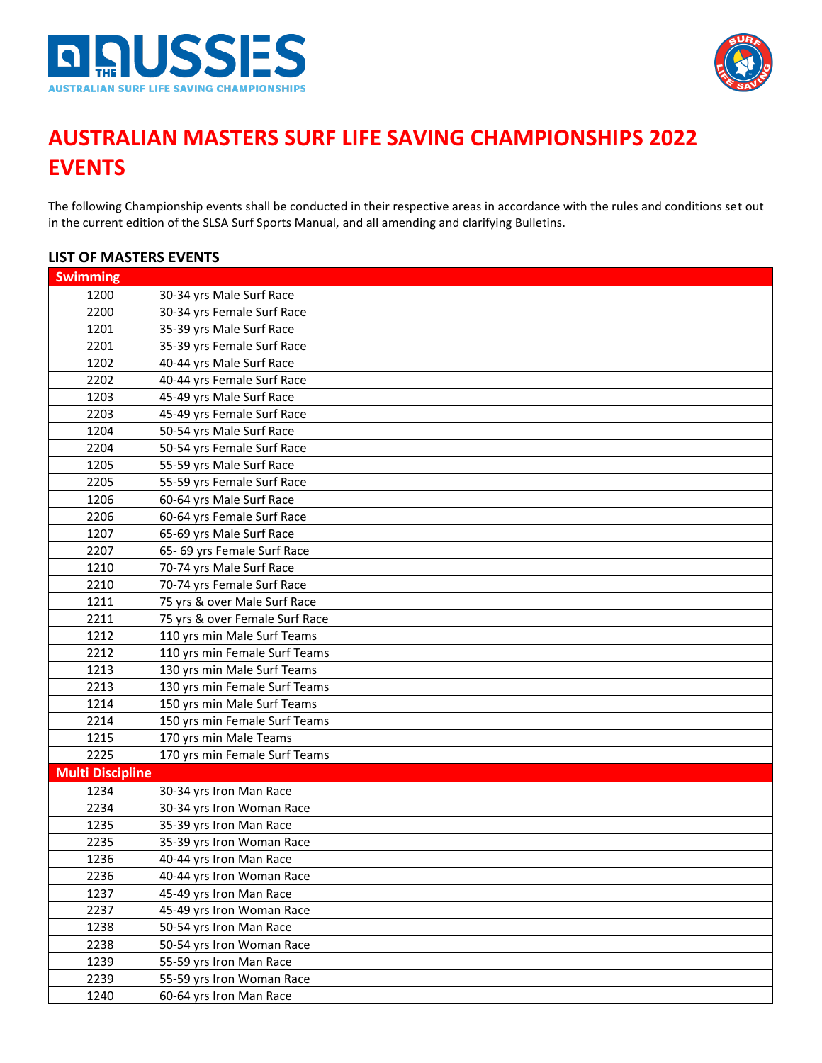# AUSTRALIAN MASTERS SURF LIFE SAVING CHAMPIONSHIPS 2022 EVENTS

The following Championship events shall be conducted in their respective areas in accordance with the rules and conditions set out in the current edition of the SLSA Surf Sports Manual, and all amending and clarifying Bulletins.

## LIST OF MASTERS EVENTS

| Swimming | |
|---|---|
| 1200 | 30-34 yrs Male Surf Race |
| 2200 | 30-34 yrs Female Surf Race |
| 1201 | 35-39 yrs Male Surf Race |
| 2201 | 35-39 yrs Female Surf Race |
| 1202 | 40-44 yrs Male Surf Race |
| 2202 | 40-44 yrs Female Surf Race |
| 1203 | 45-49 yrs Male Surf Race |
| 2203 | 45-49 yrs Female Surf Race |
| 1204 | 50-54 yrs Male Surf Race |
| 2204 | 50-54 yrs Female Surf Race |
| 1205 | 55-59 yrs Male Surf Race |
| 2205 | 55-59 yrs Female Surf Race |
| 1206 | 60-64 yrs Male Surf Race |
| 2206 | 60-64 yrs Female Surf Race |
| 1207 | 65-69 yrs Male Surf Race |
| 2207 | 65- 69 yrs Female Surf Race |
| 1210 | 70-74 yrs Male Surf Race |
| 2210 | 70-74 yrs Female Surf Race |
| 1211 | 75 yrs & over Male Surf Race |
| 2211 | 75 yrs & over Female Surf Race |
| 1212 | 110 yrs min Male Surf Teams |
| 2212 | 110 yrs min Female Surf Teams |
| 1213 | 130 yrs min Male Surf Teams |
| 2213 | 130 yrs min Female Surf Teams |
| 1214 | 150 yrs min Male Surf Teams |
| 2214 | 150 yrs min Female Surf Teams |
| 1215 | 170 yrs min Male Teams |
| 2225 | 170 yrs min Female Surf Teams |
| **Multi Discipline** | |
| 1234 | 30-34 yrs Iron Man Race |
| 2234 | 30-34 yrs Iron Woman Race |
| 1235 | 35-39 yrs Iron Man Race |
| 2235 | 35-39 yrs Iron Woman Race |
| 1236 | 40-44 yrs Iron Man Race |
| 2236 | 40-44 yrs Iron Woman Race |
| 1237 | 45-49 yrs Iron Man Race |
| 2237 | 45-49 yrs Iron Woman Race |
| 1238 | 50-54 yrs Iron Man Race |
| 2238 | 50-54 yrs Iron Woman Race |
| 1239 | 55-59 yrs Iron Man Race |
| 2239 | 55-59 yrs Iron Woman Race |
| 1240 | 60-64 yrs Iron Man Race |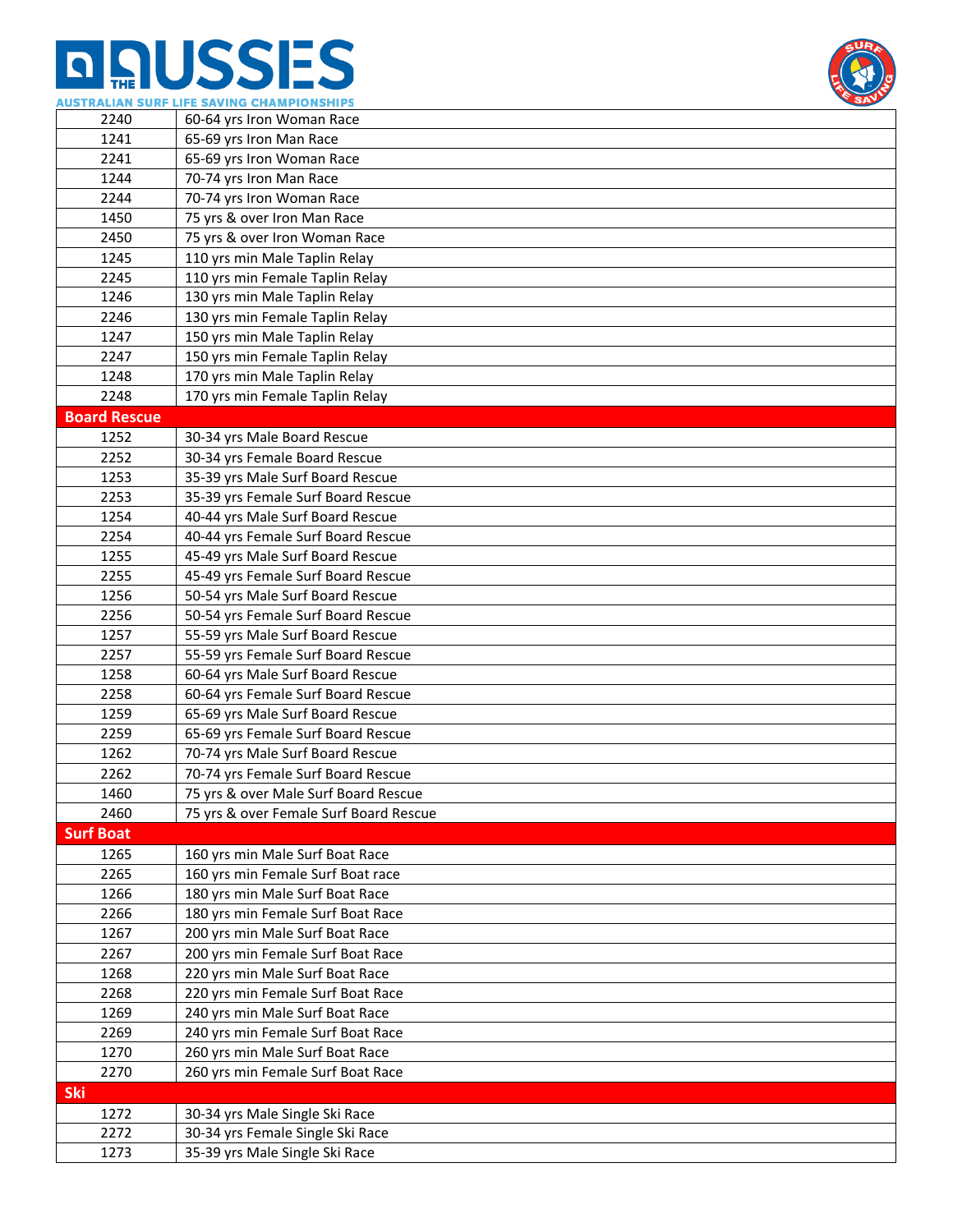| | |
|---|---|
| 2240 | 60-64 yrs Iron Woman Race |
| 1241 | 65-69 yrs Iron Man Race |
| 2241 | 65-69 yrs Iron Woman Race |
| 1244 | 70-74 yrs Iron Man Race |
| 2244 | 70-74 yrs Iron Woman Race |
| 1450 | 75 yrs & over Iron Man Race |
| 2450 | 75 yrs & over Iron Woman Race |
| 1245 | 110 yrs min Male Taplin Relay |
| 2245 | 110 yrs min Female Taplin Relay |
| 1246 | 130 yrs min Male Taplin Relay |
| 2246 | 130 yrs min Female Taplin Relay |
| 1247 | 150 yrs min Male Taplin Relay |
| 2247 | 150 yrs min Female Taplin Relay |
| 1248 | 170 yrs min Male Taplin Relay |
| 2248 | 170 yrs min Female Taplin Relay |
| **Board Rescue** | |
| 1252 | 30-34 yrs Male Board Rescue |
| 2252 | 30-34 yrs Female Board Rescue |
| 1253 | 35-39 yrs Male Surf Board Rescue |
| 2253 | 35-39 yrs Female Surf Board Rescue |
| 1254 | 40-44 yrs Male Surf Board Rescue |
| 2254 | 40-44 yrs Female Surf Board Rescue |
| 1255 | 45-49 yrs Male Surf Board Rescue |
| 2255 | 45-49 yrs Female Surf Board Rescue |
| 1256 | 50-54 yrs Male Surf Board Rescue |
| 2256 | 50-54 yrs Female Surf Board Rescue |
| 1257 | 55-59 yrs Male Surf Board Rescue |
| 2257 | 55-59 yrs Female Surf Board Rescue |
| 1258 | 60-64 yrs Male Surf Board Rescue |
| 2258 | 60-64 yrs Female Surf Board Rescue |
| 1259 | 65-69 yrs Male Surf Board Rescue |
| 2259 | 65-69 yrs Female Surf Board Rescue |
| 1262 | 70-74 yrs Male Surf Board Rescue |
| 2262 | 70-74 yrs Female Surf Board Rescue |
| 1460 | 75 yrs & over Male Surf Board Rescue |
| 2460 | 75 yrs & over Female Surf Board Rescue |
| **Surf Boat** | |
| 1265 | 160 yrs min Male Surf Boat Race |
| 2265 | 160 yrs min Female Surf Boat race |
| 1266 | 180 yrs min Male Surf Boat Race |
| 2266 | 180 yrs min Female Surf Boat Race |
| 1267 | 200 yrs min Male Surf Boat Race |
| 2267 | 200 yrs min Female Surf Boat Race |
| 1268 | 220 yrs min Male Surf Boat Race |
| 2268 | 220 yrs min Female Surf Boat Race |
| 1269 | 240 yrs min Male Surf Boat Race |
| 2269 | 240 yrs min Female Surf Boat Race |
| 1270 | 260 yrs min Male Surf Boat Race |
| 2270 | 260 yrs min Female Surf Boat Race |
| **Ski** | |
| 1272 | 30-34 yrs Male Single Ski Race |
| 2272 | 30-34 yrs Female Single Ski Race |
| 1273 | 35-39 yrs Male Single Ski Race |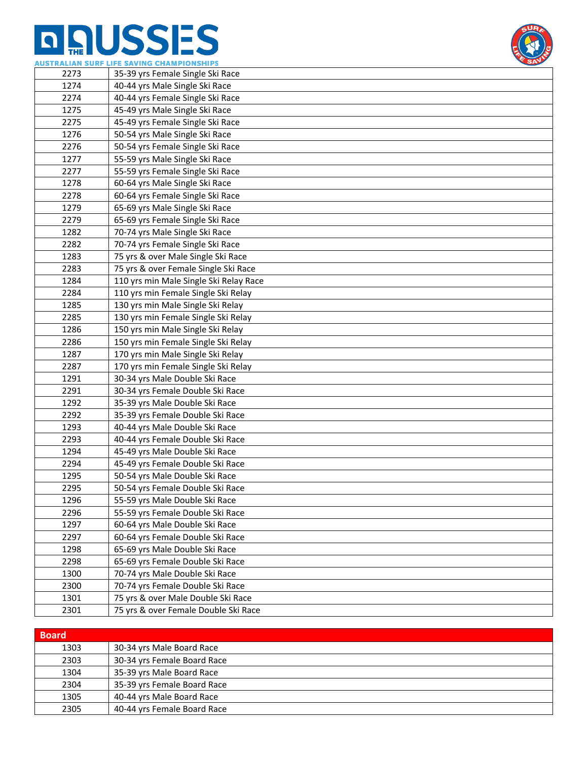| | |
|---|---|
| 2273 | 35-39 yrs Female Single Ski Race |
| 1274 | 40-44 yrs Male Single Ski Race |
| 2274 | 40-44 yrs Female Single Ski Race |
| 1275 | 45-49 yrs Male Single Ski Race |
| 2275 | 45-49 yrs Female Single Ski Race |
| 1276 | 50-54 yrs Male Single Ski Race |
| 2276 | 50-54 yrs Female Single Ski Race |
| 1277 | 55-59 yrs Male Single Ski Race |
| 2277 | 55-59 yrs Female Single Ski Race |
| 1278 | 60-64 yrs Male Single Ski Race |
| 2278 | 60-64 yrs Female Single Ski Race |
| 1279 | 65-69 yrs Male Single Ski Race |
| 2279 | 65-69 yrs Female Single Ski Race |
| 1282 | 70-74 yrs Male Single Ski Race |
| 2282 | 70-74 yrs Female Single Ski Race |
| 1283 | 75 yrs & over Male Single Ski Race |
| 2283 | 75 yrs & over Female Single Ski Race |
| 1284 | 110 yrs min Male Single Ski Relay Race |
| 2284 | 110 yrs min Female Single Ski Relay |
| 1285 | 130 yrs min Male Single Ski Relay |
| 2285 | 130 yrs min Female Single Ski Relay |
| 1286 | 150 yrs min Male Single Ski Relay |
| 2286 | 150 yrs min Female Single Ski Relay |
| 1287 | 170 yrs min Male Single Ski Relay |
| 2287 | 170 yrs min Female Single Ski Relay |
| 1291 | 30-34 yrs Male Double Ski Race |
| 2291 | 30-34 yrs Female Double Ski Race |
| 1292 | 35-39 yrs Male Double Ski Race |
| 2292 | 35-39 yrs Female Double Ski Race |
| 1293 | 40-44 yrs Male Double Ski Race |
| 2293 | 40-44 yrs Female Double Ski Race |
| 1294 | 45-49 yrs Male Double Ski Race |
| 2294 | 45-49 yrs Female Double Ski Race |
| 1295 | 50-54 yrs Male Double Ski Race |
| 2295 | 50-54 yrs Female Double Ski Race |
| 1296 | 55-59 yrs Male Double Ski Race |
| 2296 | 55-59 yrs Female Double Ski Race |
| 1297 | 60-64 yrs Male Double Ski Race |
| 2297 | 60-64 yrs Female Double Ski Race |
| 1298 | 65-69 yrs Male Double Ski Race |
| 2298 | 65-69 yrs Female Double Ski Race |
| 1300 | 70-74 yrs Male Double Ski Race |
| 2300 | 70-74 yrs Female Double Ski Race |
| 1301 | 75 yrs & over Male Double Ski Race |
| 2301 | 75 yrs & over Female Double Ski Race |

| **Board** | |
|---|---|
| 1303 | 30-34 yrs Male Board Race |
| 2303 | 30-34 yrs Female Board Race |
| 1304 | 35-39 yrs Male Board Race |
| 2304 | 35-39 yrs Female Board Race |
| 1305 | 40-44 yrs Male Board Race |
| 2305 | 40-44 yrs Female Board Race |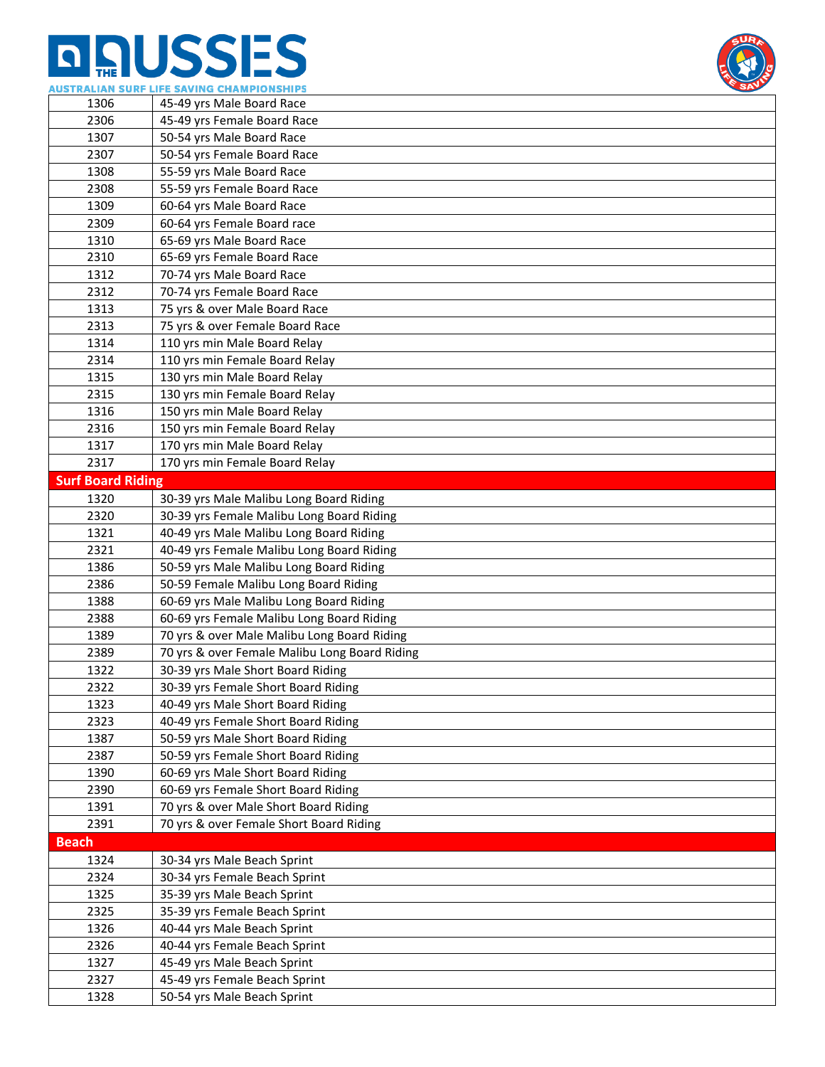| | |
|---|---|
| 1306 | 45-49 yrs Male Board Race |
| 2306 | 45-49 yrs Female Board Race |
| 1307 | 50-54 yrs Male Board Race |
| 2307 | 50-54 yrs Female Board Race |
| 1308 | 55-59 yrs Male Board Race |
| 2308 | 55-59 yrs Female Board Race |
| 1309 | 60-64 yrs Male Board Race |
| 2309 | 60-64 yrs Female Board race |
| 1310 | 65-69 yrs Male Board Race |
| 2310 | 65-69 yrs Female Board Race |
| 1312 | 70-74 yrs Male Board Race |
| 2312 | 70-74 yrs Female Board Race |
| 1313 | 75 yrs & over Male Board Race |
| 2313 | 75 yrs & over Female Board Race |
| 1314 | 110 yrs min Male Board Relay |
| 2314 | 110 yrs min Female Board Relay |
| 1315 | 130 yrs min Male Board Relay |
| 2315 | 130 yrs min Female Board Relay |
| 1316 | 150 yrs min Male Board Relay |
| 2316 | 150 yrs min Female Board Relay |
| 1317 | 170 yrs min Male Board Relay |
| 2317 | 170 yrs min Female Board Relay |
| **Surf Board Riding** | |
| 1320 | 30-39 yrs Male Malibu Long Board Riding |
| 2320 | 30-39 yrs Female Malibu Long Board Riding |
| 1321 | 40-49 yrs Male Malibu Long Board Riding |
| 2321 | 40-49 yrs Female Malibu Long Board Riding |
| 1386 | 50-59 yrs Male Malibu Long Board Riding |
| 2386 | 50-59 Female Malibu Long Board Riding |
| 1388 | 60-69 yrs Male Malibu Long Board Riding |
| 2388 | 60-69 yrs Female Malibu Long Board Riding |
| 1389 | 70 yrs & over Male Malibu Long Board Riding |
| 2389 | 70 yrs & over Female Malibu Long Board Riding |
| 1322 | 30-39 yrs Male Short Board Riding |
| 2322 | 30-39 yrs Female Short Board Riding |
| 1323 | 40-49 yrs Male Short Board Riding |
| 2323 | 40-49 yrs Female Short Board Riding |
| 1387 | 50-59 yrs Male Short Board Riding |
| 2387 | 50-59 yrs Female Short Board Riding |
| 1390 | 60-69 yrs Male Short Board Riding |
| 2390 | 60-69 yrs Female Short Board Riding |
| 1391 | 70 yrs & over Male Short Board Riding |
| 2391 | 70 yrs & over Female Short Board Riding |
| **Beach** | |
| 1324 | 30-34 yrs Male Beach Sprint |
| 2324 | 30-34 yrs Female Beach Sprint |
| 1325 | 35-39 yrs Male Beach Sprint |
| 2325 | 35-39 yrs Female Beach Sprint |
| 1326 | 40-44 yrs Male Beach Sprint |
| 2326 | 40-44 yrs Female Beach Sprint |
| 1327 | 45-49 yrs Male Beach Sprint |
| 2327 | 45-49 yrs Female Beach Sprint |
| 1328 | 50-54 yrs Male Beach Sprint |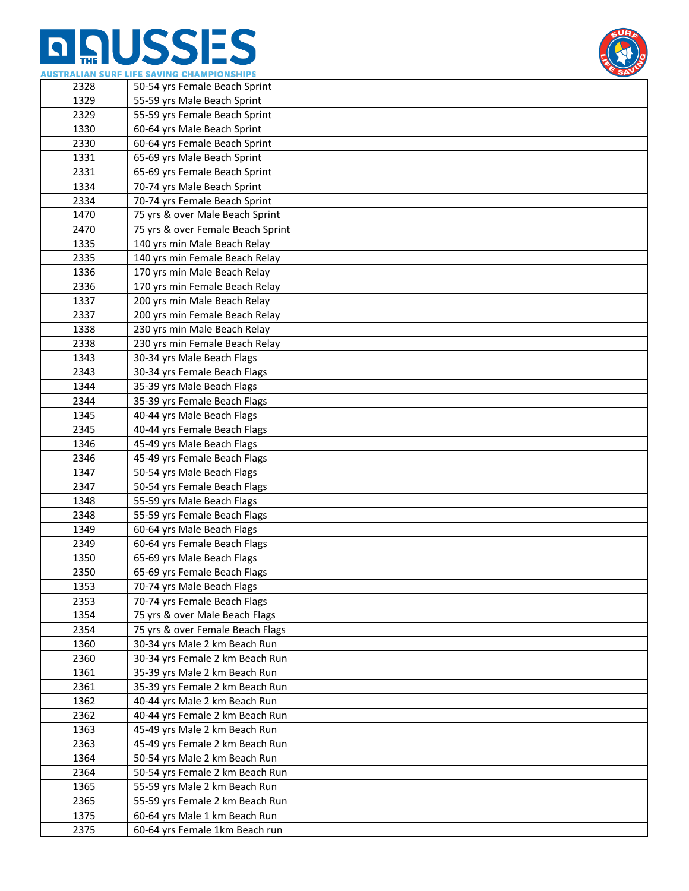| | |
|---|---|
| 2328 | 50-54 yrs Female Beach Sprint |
| 1329 | 55-59 yrs Male Beach Sprint |
| 2329 | 55-59 yrs Female Beach Sprint |
| 1330 | 60-64 yrs Male Beach Sprint |
| 2330 | 60-64 yrs Female Beach Sprint |
| 1331 | 65-69 yrs Male Beach Sprint |
| 2331 | 65-69 yrs Female Beach Sprint |
| 1334 | 70-74 yrs Male Beach Sprint |
| 2334 | 70-74 yrs Female Beach Sprint |
| 1470 | 75 yrs & over Male Beach Sprint |
| 2470 | 75 yrs & over Female Beach Sprint |
| 1335 | 140 yrs min Male Beach Relay |
| 2335 | 140 yrs min Female Beach Relay |
| 1336 | 170 yrs min Male Beach Relay |
| 2336 | 170 yrs min Female Beach Relay |
| 1337 | 200 yrs min Male Beach Relay |
| 2337 | 200 yrs min Female Beach Relay |
| 1338 | 230 yrs min Male Beach Relay |
| 2338 | 230 yrs min Female Beach Relay |
| 1343 | 30-34 yrs Male Beach Flags |
| 2343 | 30-34 yrs Female Beach Flags |
| 1344 | 35-39 yrs Male Beach Flags |
| 2344 | 35-39 yrs Female Beach Flags |
| 1345 | 40-44 yrs Male Beach Flags |
| 2345 | 40-44 yrs Female Beach Flags |
| 1346 | 45-49 yrs Male Beach Flags |
| 2346 | 45-49 yrs Female Beach Flags |
| 1347 | 50-54 yrs Male Beach Flags |
| 2347 | 50-54 yrs Female Beach Flags |
| 1348 | 55-59 yrs Male Beach Flags |
| 2348 | 55-59 yrs Female Beach Flags |
| 1349 | 60-64 yrs Male Beach Flags |
| 2349 | 60-64 yrs Female Beach Flags |
| 1350 | 65-69 yrs Male Beach Flags |
| 2350 | 65-69 yrs Female Beach Flags |
| 1353 | 70-74 yrs Male Beach Flags |
| 2353 | 70-74 yrs Female Beach Flags |
| 1354 | 75 yrs & over Male Beach Flags |
| 2354 | 75 yrs & over Female Beach Flags |
| 1360 | 30-34 yrs Male 2 km Beach Run |
| 2360 | 30-34 yrs Female 2 km Beach Run |
| 1361 | 35-39 yrs Male 2 km Beach Run |
| 2361 | 35-39 yrs Female 2 km Beach Run |
| 1362 | 40-44 yrs Male 2 km Beach Run |
| 2362 | 40-44 yrs Female 2 km Beach Run |
| 1363 | 45-49 yrs Male 2 km Beach Run |
| 2363 | 45-49 yrs Female 2 km Beach Run |
| 1364 | 50-54 yrs Male 2 km Beach Run |
| 2364 | 50-54 yrs Female 2 km Beach Run |
| 1365 | 55-59 yrs Male 2 km Beach Run |
| 2365 | 55-59 yrs Female 2 km Beach Run |
| 1375 | 60-64 yrs Male 1 km Beach Run |
| 2375 | 60-64 yrs Female 1km Beach run |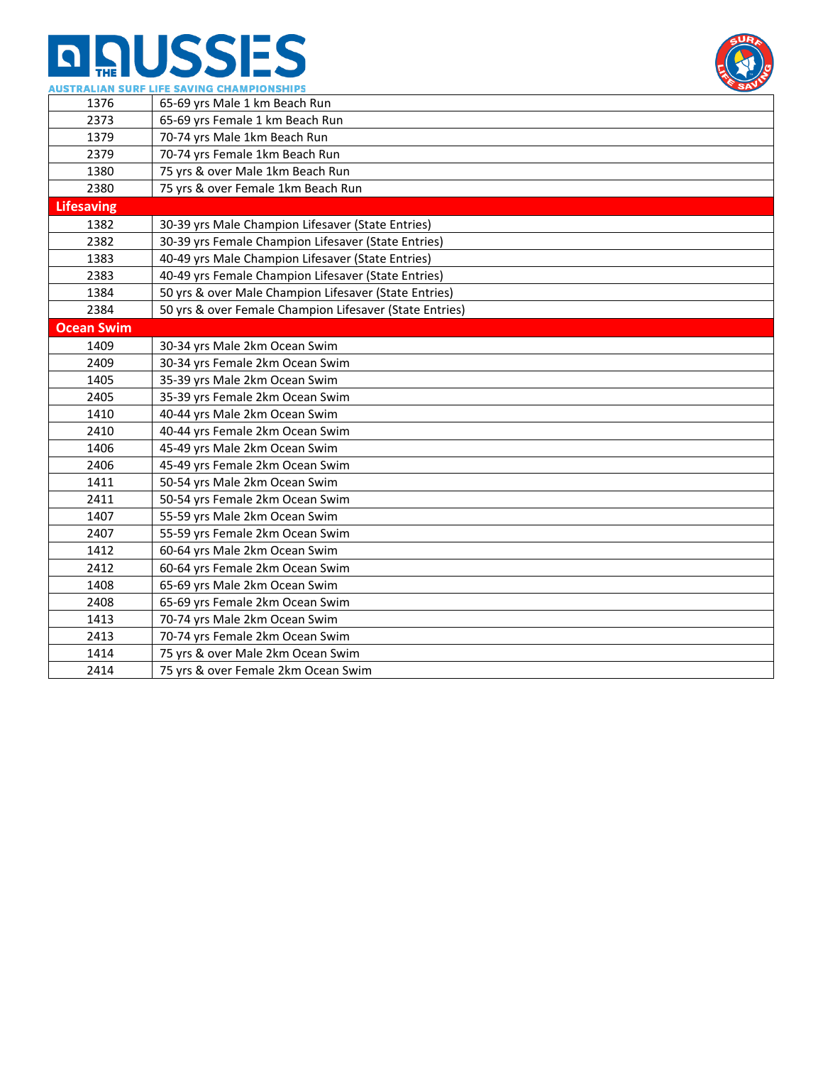| | |
|---|---|
| 1376 | 65-69 yrs Male 1 km Beach Run |
| 2373 | 65-69 yrs Female 1 km Beach Run |
| 1379 | 70-74 yrs Male 1km Beach Run |
| 2379 | 70-74 yrs Female 1km Beach Run |
| 1380 | 75 yrs & over Male 1km Beach Run |
| 2380 | 75 yrs & over Female 1km Beach Run |
| **Lifesaving** | |
| 1382 | 30-39 yrs Male Champion Lifesaver (State Entries) |
| 2382 | 30-39 yrs Female Champion Lifesaver (State Entries) |
| 1383 | 40-49 yrs Male Champion Lifesaver (State Entries) |
| 2383 | 40-49 yrs Female Champion Lifesaver (State Entries) |
| 1384 | 50 yrs & over Male Champion Lifesaver (State Entries) |
| 2384 | 50 yrs & over Female Champion Lifesaver (State Entries) |
| **Ocean Swim** | |
| 1409 | 30-34 yrs Male 2km Ocean Swim |
| 2409 | 30-34 yrs Female 2km Ocean Swim |
| 1405 | 35-39 yrs Male 2km Ocean Swim |
| 2405 | 35-39 yrs Female 2km Ocean Swim |
| 1410 | 40-44 yrs Male 2km Ocean Swim |
| 2410 | 40-44 yrs Female 2km Ocean Swim |
| 1406 | 45-49 yrs Male 2km Ocean Swim |
| 2406 | 45-49 yrs Female 2km Ocean Swim |
| 1411 | 50-54 yrs Male 2km Ocean Swim |
| 2411 | 50-54 yrs Female 2km Ocean Swim |
| 1407 | 55-59 yrs Male 2km Ocean Swim |
| 2407 | 55-59 yrs Female 2km Ocean Swim |
| 1412 | 60-64 yrs Male 2km Ocean Swim |
| 2412 | 60-64 yrs Female 2km Ocean Swim |
| 1408 | 65-69 yrs Male 2km Ocean Swim |
| 2408 | 65-69 yrs Female 2km Ocean Swim |
| 1413 | 70-74 yrs Male 2km Ocean Swim |
| 2413 | 70-74 yrs Female 2km Ocean Swim |
| 1414 | 75 yrs & over Male 2km Ocean Swim |
| 2414 | 75 yrs & over Female 2km Ocean Swim |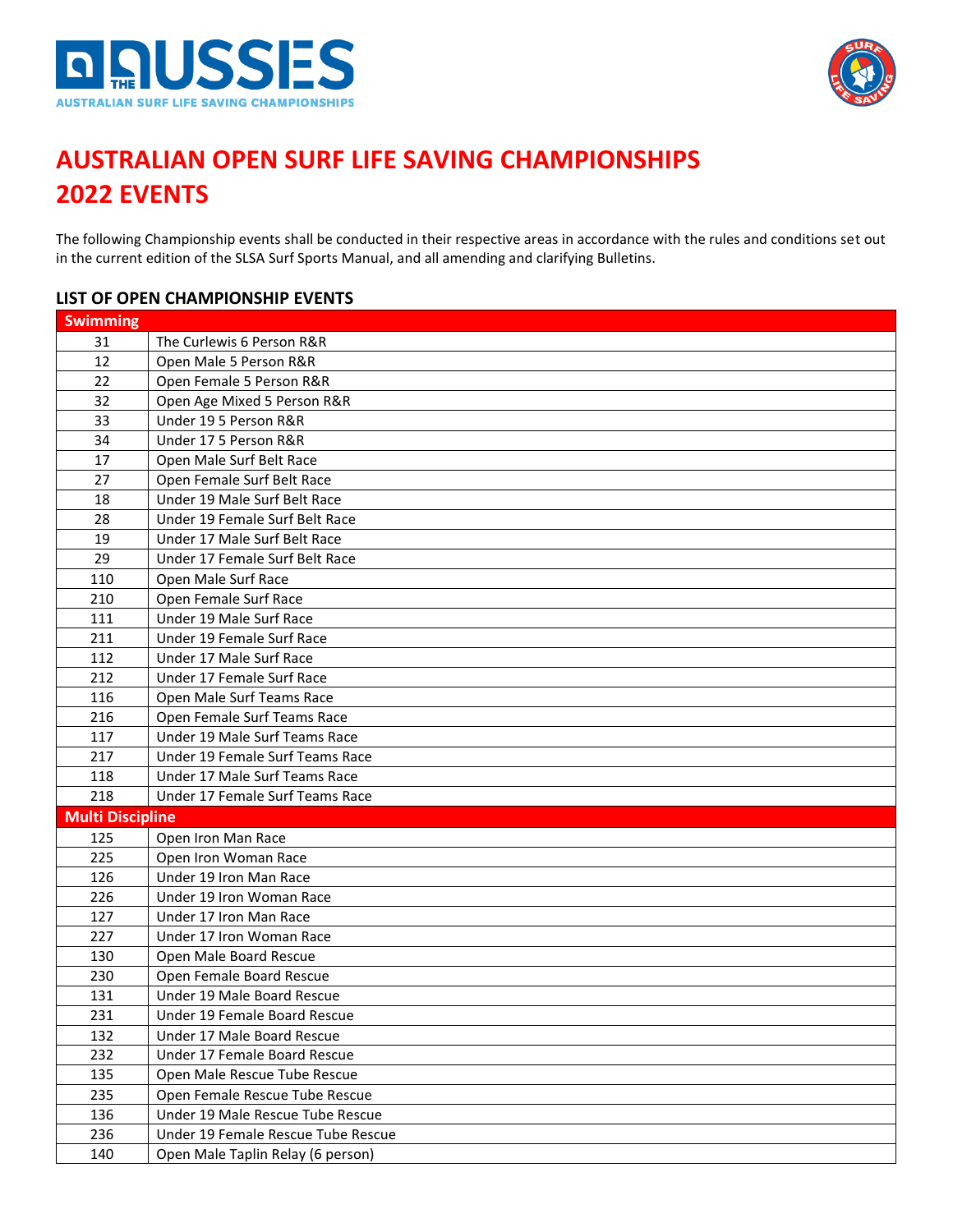# AUSTRALIAN OPEN SURF LIFE SAVING CHAMPIONSHIPS
# 2022 EVENTS

The following Championship events shall be conducted in their respective areas in accordance with the rules and conditions set out in the current edition of the SLSA Surf Sports Manual, and all amending and clarifying Bulletins.

## LIST OF OPEN CHAMPIONSHIP EVENTS

| **Swimming** | |
|---|---|
| 31 | The Curlewis 6 Person R&R |
| 12 | Open Male 5 Person R&R |
| 22 | Open Female 5 Person R&R |
| 32 | Open Age Mixed 5 Person R&R |
| 33 | Under 19 5 Person R&R |
| 34 | Under 17 5 Person R&R |
| 17 | Open Male Surf Belt Race |
| 27 | Open Female Surf Belt Race |
| 18 | Under 19 Male Surf Belt Race |
| 28 | Under 19 Female Surf Belt Race |
| 19 | Under 17 Male Surf Belt Race |
| 29 | Under 17 Female Surf Belt Race |
| 110 | Open Male Surf Race |
| 210 | Open Female Surf Race |
| 111 | Under 19 Male Surf Race |
| 211 | Under 19 Female Surf Race |
| 112 | Under 17 Male Surf Race |
| 212 | Under 17 Female Surf Race |
| 116 | Open Male Surf Teams Race |
| 216 | Open Female Surf Teams Race |
| 117 | Under 19 Male Surf Teams Race |
| 217 | Under 19 Female Surf Teams Race |
| 118 | Under 17 Male Surf Teams Race |
| 218 | Under 17 Female Surf Teams Race |
| **Multi Discipline** | |
| 125 | Open Iron Man Race |
| 225 | Open Iron Woman Race |
| 126 | Under 19 Iron Man Race |
| 226 | Under 19 Iron Woman Race |
| 127 | Under 17 Iron Man Race |
| 227 | Under 17 Iron Woman Race |
| 130 | Open Male Board Rescue |
| 230 | Open Female Board Rescue |
| 131 | Under 19 Male Board Rescue |
| 231 | Under 19 Female Board Rescue |
| 132 | Under 17 Male Board Rescue |
| 232 | Under 17 Female Board Rescue |
| 135 | Open Male Rescue Tube Rescue |
| 235 | Open Female Rescue Tube Rescue |
| 136 | Under 19 Male Rescue Tube Rescue |
| 236 | Under 19 Female Rescue Tube Rescue |
| 140 | Open Male Taplin Relay (6 person) |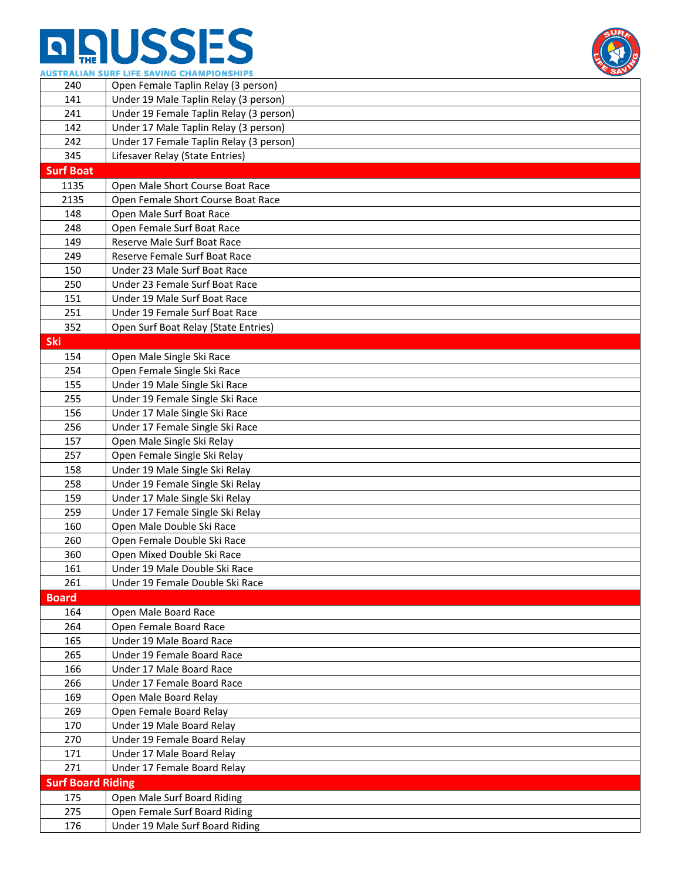| | |
|---|---|
| 240 | Open Female Taplin Relay (3 person) |
| 141 | Under 19 Male Taplin Relay (3 person) |
| 241 | Under 19 Female Taplin Relay (3 person) |
| 142 | Under 17 Male Taplin Relay (3 person) |
| 242 | Under 17 Female Taplin Relay (3 person) |
| 345 | Lifesaver Relay (State Entries) |
| **Surf Boat** | |
| 1135 | Open Male Short Course Boat Race |
| 2135 | Open Female Short Course Boat Race |
| 148 | Open Male Surf Boat Race |
| 248 | Open Female Surf Boat Race |
| 149 | Reserve Male Surf Boat Race |
| 249 | Reserve Female Surf Boat Race |
| 150 | Under 23 Male Surf Boat Race |
| 250 | Under 23 Female Surf Boat Race |
| 151 | Under 19 Male Surf Boat Race |
| 251 | Under 19 Female Surf Boat Race |
| 352 | Open Surf Boat Relay (State Entries) |
| **Ski** | |
| 154 | Open Male Single Ski Race |
| 254 | Open Female Single Ski Race |
| 155 | Under 19 Male Single Ski Race |
| 255 | Under 19 Female Single Ski Race |
| 156 | Under 17 Male Single Ski Race |
| 256 | Under 17 Female Single Ski Race |
| 157 | Open Male Single Ski Relay |
| 257 | Open Female Single Ski Relay |
| 158 | Under 19 Male Single Ski Relay |
| 258 | Under 19 Female Single Ski Relay |
| 159 | Under 17 Male Single Ski Relay |
| 259 | Under 17 Female Single Ski Relay |
| 160 | Open Male Double Ski Race |
| 260 | Open Female Double Ski Race |
| 360 | Open Mixed Double Ski Race |
| 161 | Under 19 Male Double Ski Race |
| 261 | Under 19 Female Double Ski Race |
| **Board** | |
| 164 | Open Male Board Race |
| 264 | Open Female Board Race |
| 165 | Under 19 Male Board Race |
| 265 | Under 19 Female Board Race |
| 166 | Under 17 Male Board Race |
| 266 | Under 17 Female Board Race |
| 169 | Open Male Board Relay |
| 269 | Open Female Board Relay |
| 170 | Under 19 Male Board Relay |
| 270 | Under 19 Female Board Relay |
| 171 | Under 17 Male Board Relay |
| 271 | Under 17 Female Board Relay |
| **Surf Board Riding** | |
| 175 | Open Male Surf Board Riding |
| 275 | Open Female Surf Board Riding |
| 176 | Under 19 Male Surf Board Riding |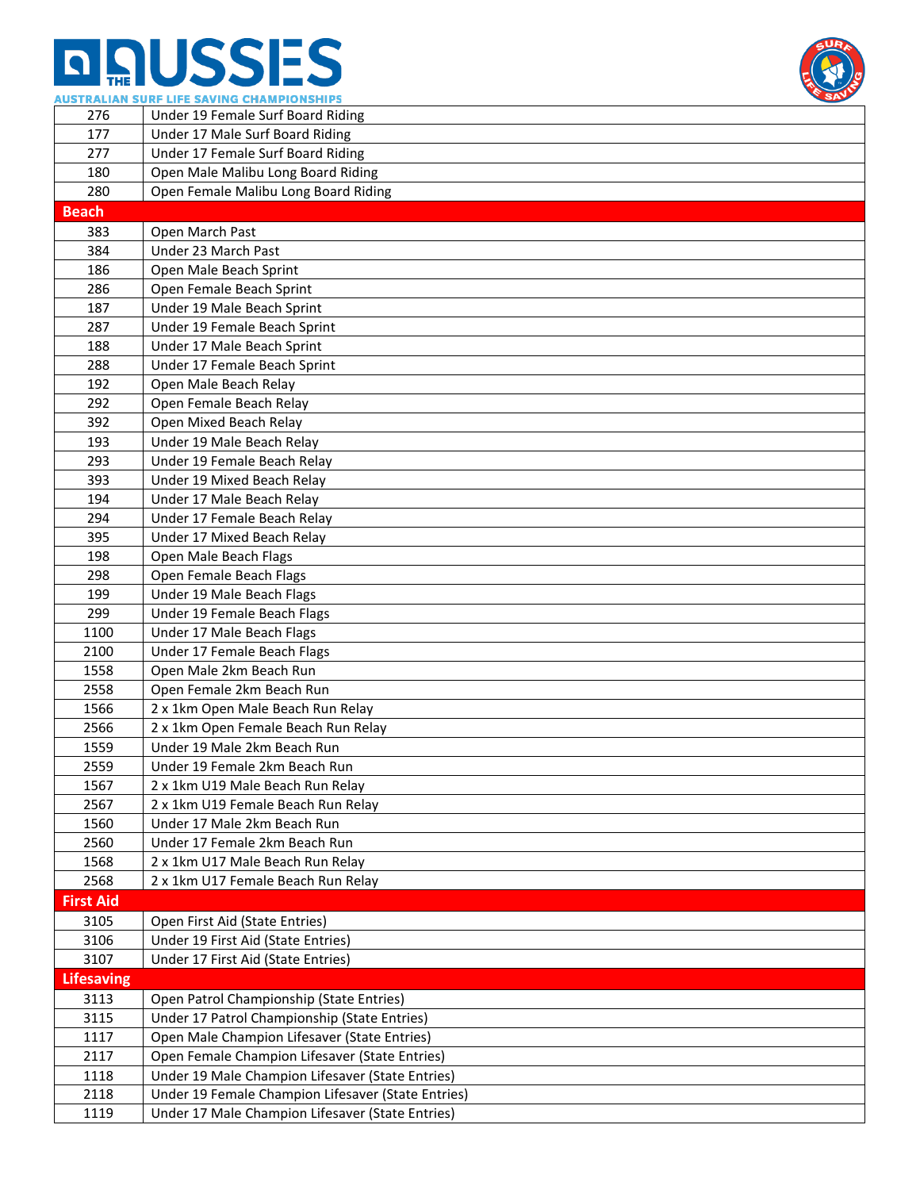| | |
|---|---|
| 276 | Under 19 Female Surf Board Riding |
| 177 | Under 17 Male Surf Board Riding |
| 277 | Under 17 Female Surf Board Riding |
| 180 | Open Male Malibu Long Board Riding |
| 280 | Open Female Malibu Long Board Riding |
| **Beach** | |
| 383 | Open March Past |
| 384 | Under 23 March Past |
| 186 | Open Male Beach Sprint |
| 286 | Open Female Beach Sprint |
| 187 | Under 19 Male Beach Sprint |
| 287 | Under 19 Female Beach Sprint |
| 188 | Under 17 Male Beach Sprint |
| 288 | Under 17 Female Beach Sprint |
| 192 | Open Male Beach Relay |
| 292 | Open Female Beach Relay |
| 392 | Open Mixed Beach Relay |
| 193 | Under 19 Male Beach Relay |
| 293 | Under 19 Female Beach Relay |
| 393 | Under 19 Mixed Beach Relay |
| 194 | Under 17 Male Beach Relay |
| 294 | Under 17 Female Beach Relay |
| 395 | Under 17 Mixed Beach Relay |
| 198 | Open Male Beach Flags |
| 298 | Open Female Beach Flags |
| 199 | Under 19 Male Beach Flags |
| 299 | Under 19 Female Beach Flags |
| 1100 | Under 17 Male Beach Flags |
| 2100 | Under 17 Female Beach Flags |
| 1558 | Open Male 2km Beach Run |
| 2558 | Open Female 2km Beach Run |
| 1566 | 2 x 1km Open Male Beach Run Relay |
| 2566 | 2 x 1km Open Female Beach Run Relay |
| 1559 | Under 19 Male 2km Beach Run |
| 2559 | Under 19 Female 2km Beach Run |
| 1567 | 2 x 1km U19 Male Beach Run Relay |
| 2567 | 2 x 1km U19 Female Beach Run Relay |
| 1560 | Under 17 Male 2km Beach Run |
| 2560 | Under 17 Female 2km Beach Run |
| 1568 | 2 x 1km U17 Male Beach Run Relay |
| 2568 | 2 x 1km U17 Female Beach Run Relay |
| **First Aid** | |
| 3105 | Open First Aid (State Entries) |
| 3106 | Under 19 First Aid (State Entries) |
| 3107 | Under 17 First Aid (State Entries) |
| **Lifesaving** | |
| 3113 | Open Patrol Championship (State Entries) |
| 3115 | Under 17 Patrol Championship (State Entries) |
| 1117 | Open Male Champion Lifesaver (State Entries) |
| 2117 | Open Female Champion Lifesaver (State Entries) |
| 1118 | Under 19 Male Champion Lifesaver (State Entries) |
| 2118 | Under 19 Female Champion Lifesaver (State Entries) |
| 1119 | Under 17 Male Champion Lifesaver (State Entries) |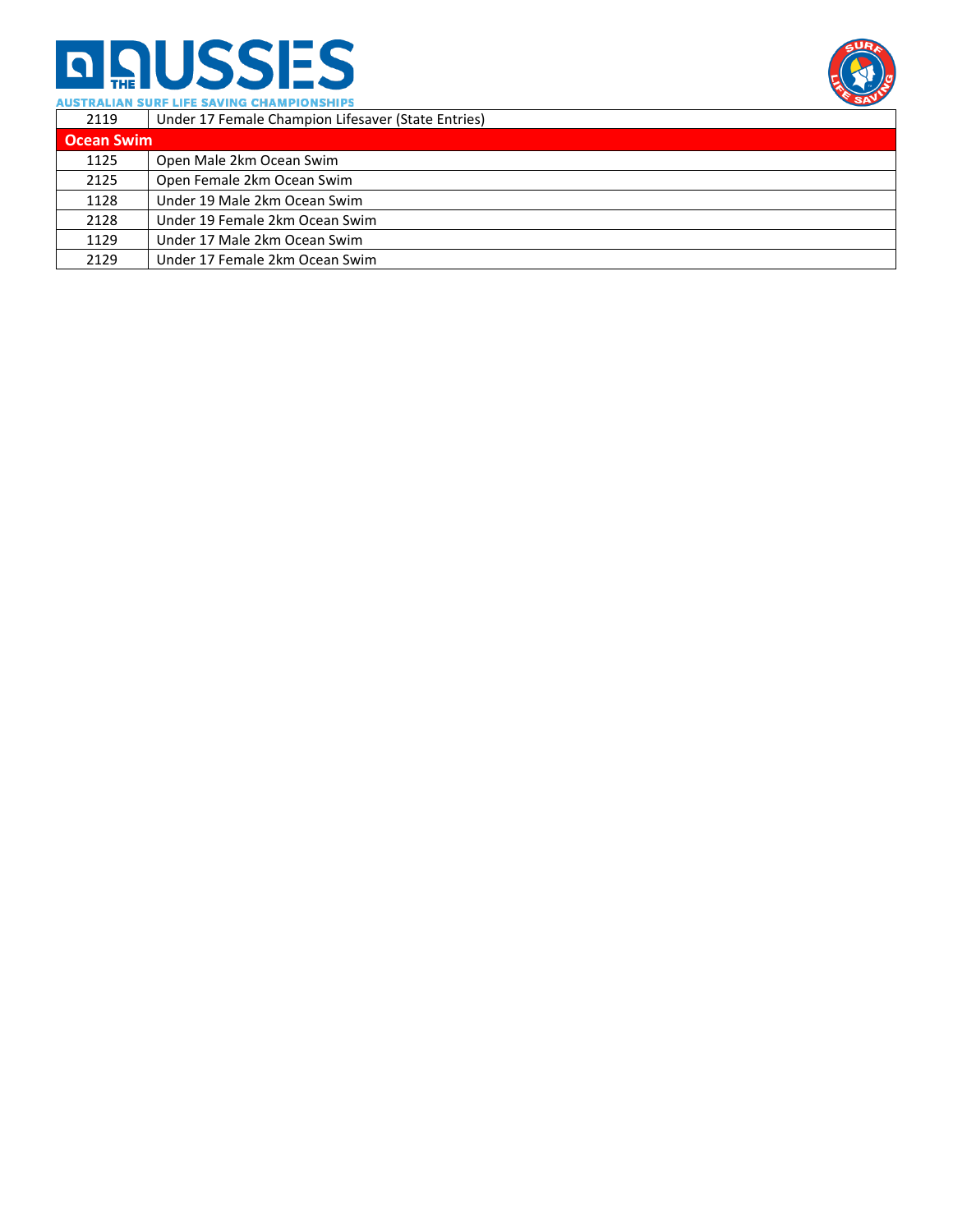| | |
|---|---|
| 2119 | Under 17 Female Champion Lifesaver (State Entries) |
| **Ocean Swim** | |
| 1125 | Open Male 2km Ocean Swim |
| 2125 | Open Female 2km Ocean Swim |
| 1128 | Under 19 Male 2km Ocean Swim |
| 2128 | Under 19 Female 2km Ocean Swim |
| 1129 | Under 17 Male 2km Ocean Swim |
| 2129 | Under 17 Female 2km Ocean Swim |